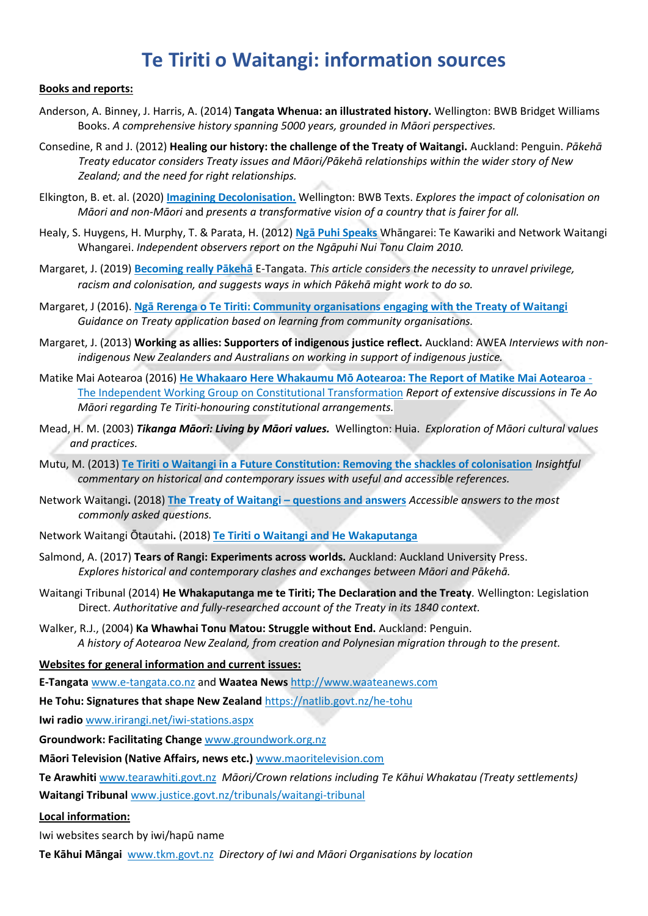# Te Tiriti o Waitangi: information sources

**Books and reports:**

Anderson, A. Binney, J. Harris, A. (2014) **Tangata Whenua: an illustrated history.** Wellington: BWB Bridget Williams Books. *A comprehensive history spanning 5000 years, grounded in Māori perspectives.*

Consedine, R and J. (2012) **Healing our history: the challenge of the Treaty of Waitangi.** Auckland: Penguin. *Pākehā Treaty educator considers Treaty issues and Māori/Pākehā relationships within the wider story of New Zealand; and the need for right relationships.*

Elkington, B. et. al. (2020) **Imagining Decolonisation.** Wellington: BWB Texts. *Explores the impact of colonisation on Māori and non-Māori* and *presents a transformative vision of a country that is fairer for all.*

Healy, S. Huygens, H. Murphy, T. & Parata, H. (2012) **Ngā Puhi Speaks** Whāngarei: Te Kawariki and Network Waitangi Whangarei. *Independent observers report on the Ngāpuhi Nui Tonu Claim 2010.*

Margaret, J. (2019) **Becoming really Pākehā** E-Tangata. *This article considers the necessity to unravel privilege, racism and colonisation, and suggests ways in which Pākehā might work to do so.*

Margaret, J (2016). **Ngā Rerenga o Te Tiriti: Community organisations engaging with the Treaty of Waitangi** *Guidance on Treaty application based on learning from community organisations.*

Margaret, J. (2013) **Working as allies: Supporters of indigenous justice reflect.** Auckland: AWEA *Interviews with non-indigenous New Zealanders and Australians on working in support of indigenous justice.*

Matike Mai Aotearoa (2016) **He Whakaaro Here Whakaumu Mō Aotearoa: The Report of Matike Mai Aotearoa** - The Independent Working Group on Constitutional Transformation *Report of extensive discussions in Te Ao Māori regarding Te Tiriti-honouring constitutional arrangements.*

Mead, H. M. (2003) ***Tikanga Māori: Living by Māori values.*** Wellington: Huia. *Exploration of Māori cultural values and practices.*

Mutu, M. (2013) **Te Tiriti o Waitangi in a Future Constitution: Removing the shackles of colonisation** *Insightful commentary on historical and contemporary issues with useful and accessible references.*

Network Waitangi**.** (2018) **The Treaty of Waitangi – questions and answers** *Accessible answers to the most commonly asked questions.*

Network Waitangi Ōtautahi**.** (2018) **Te Tiriti o Waitangi and He Wakaputanga**

Salmond, A. (2017) **Tears of Rangi: Experiments across worlds.** Auckland: Auckland University Press. *Explores historical and contemporary clashes and exchanges between Māori and Pākehā.*

Waitangi Tribunal (2014) **He Whakaputanga me te Tiriti; The Declaration and the Treaty**. Wellington: Legislation Direct. *Authoritative and fully-researched account of the Treaty in its 1840 context.*

Walker, R.J., (2004) **Ka Whawhai Tonu Matou: Struggle without End.** Auckland: Penguin. *A history of Aotearoa New Zealand, from creation and Polynesian migration through to the present.*

**Websites for general information and current issues:**

**E-Tangata** www.e-tangata.co.nz and **Waatea News** http://www.waateanews.com

**He Tohu: Signatures that shape New Zealand** https://natlib.govt.nz/he-tohu

**Iwi radio** www.irirangi.net/iwi-stations.aspx

**Groundwork: Facilitating Change** www.groundwork.org.nz

**Māori Television (Native Affairs, news etc.)** www.maoritelevision.com

**Te Arawhiti** www.tearawhiti.govt.nz *Māori/Crown relations including Te Kāhui Whakatau (Treaty settlements)*

**Waitangi Tribunal** www.justice.govt.nz/tribunals/waitangi-tribunal

**Local information:**

Iwi websites search by iwi/hapū name

**Te Kāhui Māngai** www.tkm.govt.nz *Directory of Iwi and Māori Organisations by location*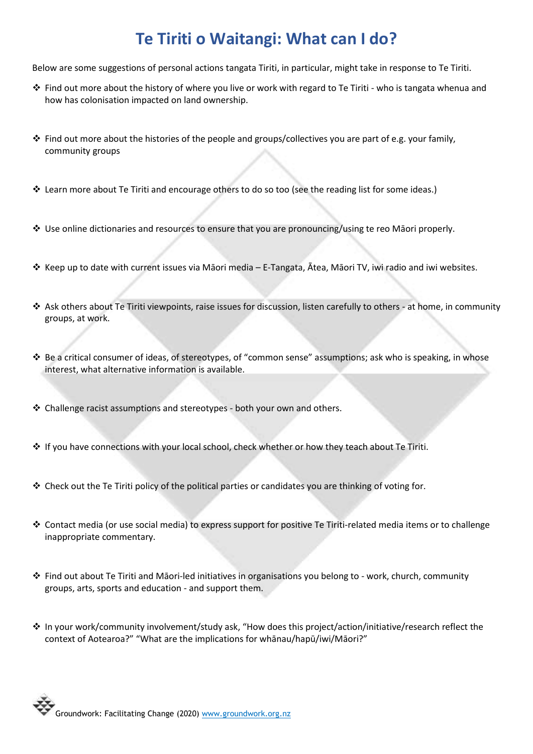# Te Tiriti o Waitangi: What can I do?

Below are some suggestions of personal actions tangata Tiriti, in particular, might take in response to Te Tiriti.

- Find out more about the history of where you live or work with regard to Te Tiriti - who is tangata whenua and how has colonisation impacted on land ownership.
- Find out more about the histories of the people and groups/collectives you are part of e.g. your family, community groups
- Learn more about Te Tiriti and encourage others to do so too (see the reading list for some ideas.)
- Use online dictionaries and resources to ensure that you are pronouncing/using te reo Māori properly.
- Keep up to date with current issues via Māori media – E-Tangata, Ātea, Māori TV, iwi radio and iwi websites.
- Ask others about Te Tiriti viewpoints, raise issues for discussion, listen carefully to others - at home, in community groups, at work.
- Be a critical consumer of ideas, of stereotypes, of "common sense" assumptions; ask who is speaking, in whose interest, what alternative information is available.
- Challenge racist assumptions and stereotypes - both your own and others.
- If you have connections with your local school, check whether or how they teach about Te Tiriti.
- Check out the Te Tiriti policy of the political parties or candidates you are thinking of voting for.
- Contact media (or use social media) to express support for positive Te Tiriti-related media items or to challenge inappropriate commentary.
- Find out about Te Tiriti and Māori-led initiatives in organisations you belong to - work, church, community groups, arts, sports and education - and support them.
- In your work/community involvement/study ask, "How does this project/action/initiative/research reflect the context of Aotearoa?" "What are the implications for whānau/hapū/iwi/Māori?"

Groundwork: Facilitating Change (2020) www.groundwork.org.nz